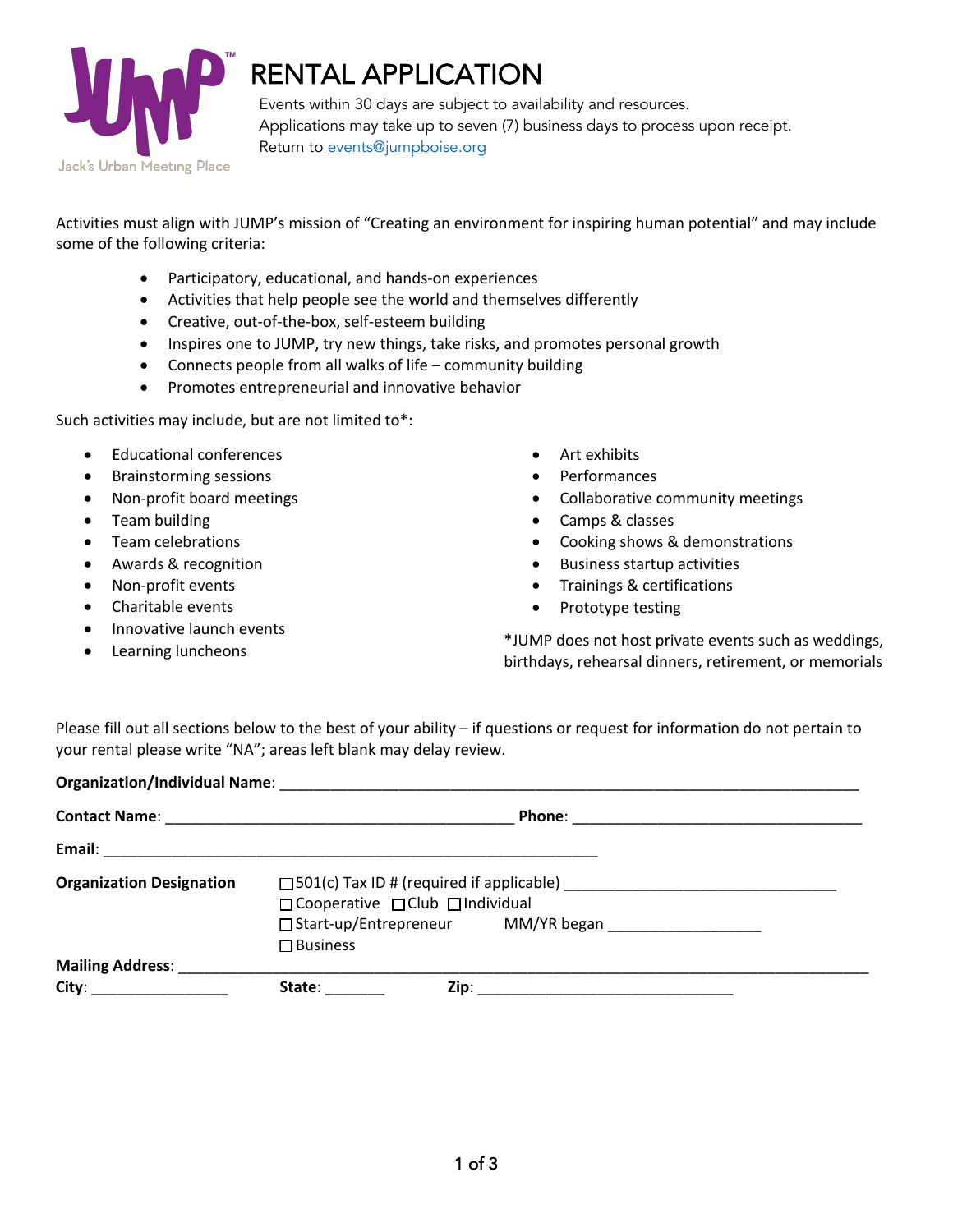# RENTAL APPLICATION

Events within 30 days are subject to availability and resources.
Applications may take up to seven (7) business days to process upon receipt.
Return to events@jumpboise.org

Activities must align with JUMP's mission of "Creating an environment for inspiring human potential" and may include some of the following criteria:

- Participatory, educational, and hands-on experiences
- Activities that help people see the world and themselves differently
- Creative, out-of-the-box, self-esteem building
- Inspires one to JUMP, try new things, take risks, and promotes personal growth
- Connects people from all walks of life – community building
- Promotes entrepreneurial and innovative behavior

Such activities may include, but are not limited to*:

- Educational conferences
- Brainstorming sessions
- Non-profit board meetings
- Team building
- Team celebrations
- Awards & recognition
- Non-profit events
- Charitable events
- Innovative launch events
- Learning luncheons
- Art exhibits
- Performances
- Collaborative community meetings
- Camps & classes
- Cooking shows & demonstrations
- Business startup activities
- Trainings & certifications
- Prototype testing

*JUMP does not host private events such as weddings, birthdays, rehearsal dinners, retirement, or memorials

Please fill out all sections below to the best of your ability – if questions or request for information do not pertain to your rental please write "NA"; areas left blank may delay review.

**Organization/Individual Name**: ____________________________________________

**Contact Name**: ______________________________ **Phone**: ______________________________

**Email**: ____________________________________________

**Organization Designation**
☐ 501(c) Tax ID # (required if applicable) ______________________________
☐ Cooperative ☐ Club ☐ Individual
☐ Start-up/Entrepreneur MM/YR began ________________
☐ Business

**Mailing Address**: ____________________________________________

**City**: ________________ **State**: _______ **Zip**: ______________________________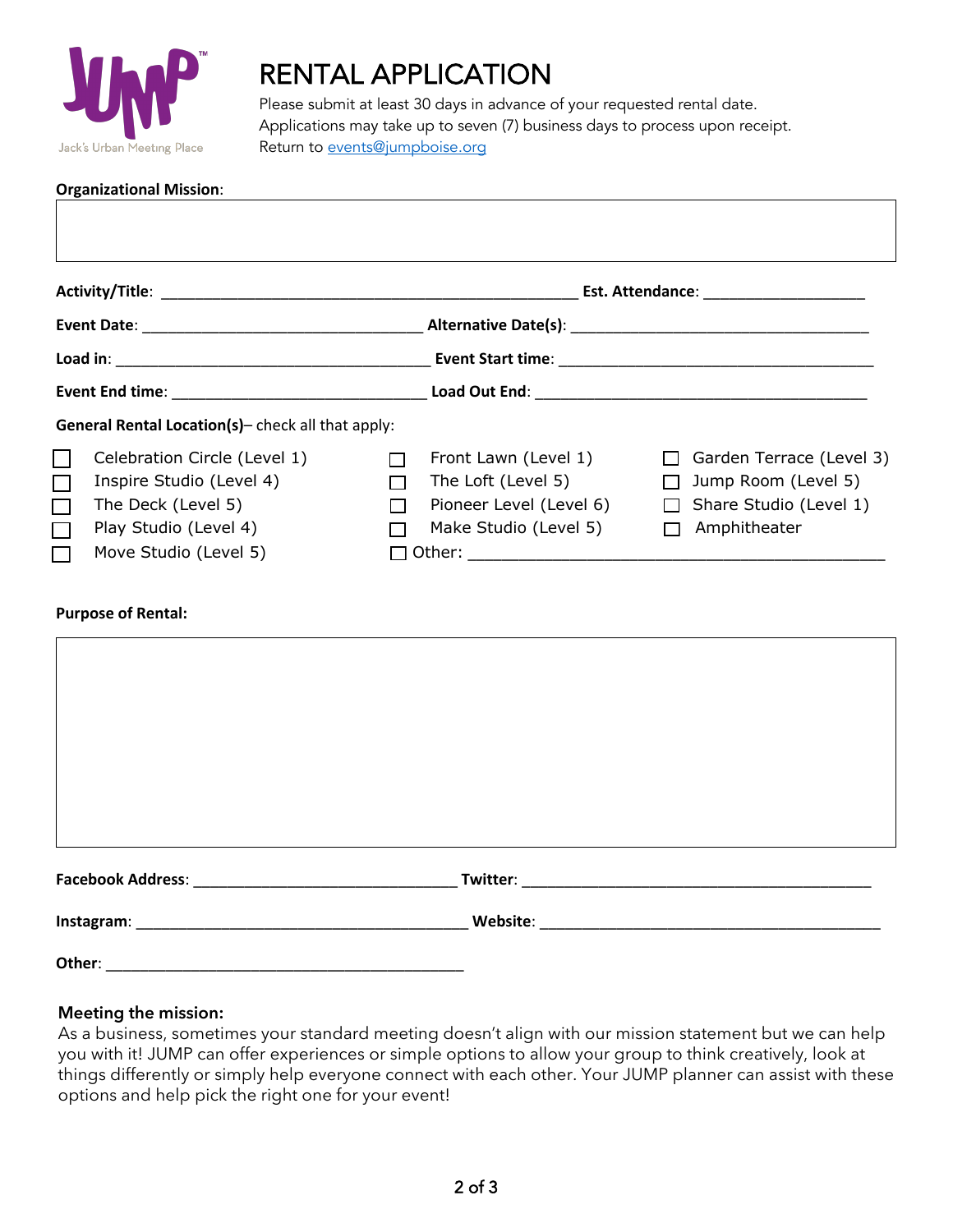Jack's Urban Meeting Place

# RENTAL APPLICATION

Please submit at least 30 days in advance of your requested rental date.
Applications may take up to seven (7) business days to process upon receipt.
Return to events@jumpboise.org

**Organizational Mission**:

**Activity/Title**: ______________________________ **Est. Attendance**: ____________

**Event Date**: ______________________ **Alternative Date(s)**: ______________________

**Load in**: ______________________ **Event Start time**: ______________________

**Event End time**: ______________________ **Load Out End**: ______________________

**General Rental Location(s)**– check all that apply:

- ☐ Celebration Circle (Level 1)
- ☐ Inspire Studio (Level 4)
- ☐ The Deck (Level 5)
- ☐ Play Studio (Level 4)
- ☐ Move Studio (Level 5)
- ☐ Front Lawn (Level 1)
- ☐ The Loft (Level 5)
- ☐ Pioneer Level (Level 6)
- ☐ Make Studio (Level 5)
- ☐ Other: ______________________
- ☐ Garden Terrace (Level 3)
- ☐ Jump Room (Level 5)
- ☐ Share Studio (Level 1)
- ☐ Amphitheater

**Purpose of Rental:**

**Facebook Address**: ______________________ **Twitter**: ______________________

**Instagram**: ______________________ **Website**: ______________________

**Other**: ______________________

### Meeting the mission:

As a business, sometimes your standard meeting doesn't align with our mission statement but we can help you with it! JUMP can offer experiences or simple options to allow your group to think creatively, look at things differently or simply help everyone connect with each other. Your JUMP planner can assist with these options and help pick the right one for your event!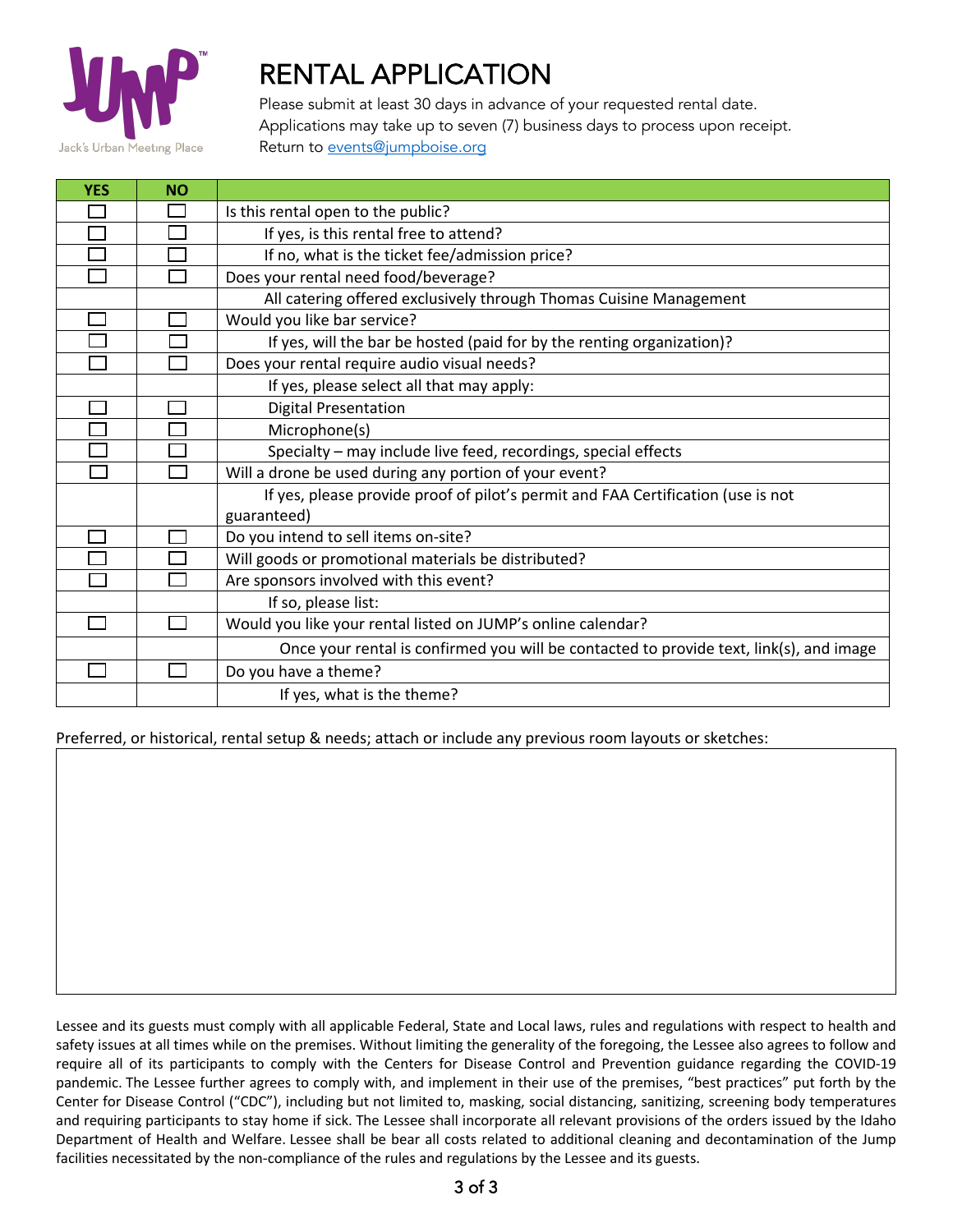Jack's Urban Meeting Place

# RENTAL APPLICATION

Please submit at least 30 days in advance of your requested rental date.
Applications may take up to seven (7) business days to process upon receipt.
Return to events@jumpboise.org

| YES | NO | |
|---|---|---|
| ☐ | ☐ | Is this rental open to the public? |
| ☐ | ☐ | If yes, is this rental free to attend? |
| ☐ | ☐ | If no, what is the ticket fee/admission price? |
| ☐ | ☐ | Does your rental need food/beverage? |
| | | All catering offered exclusively through Thomas Cuisine Management |
| ☐ | ☐ | Would you like bar service? |
| ☐ | ☐ | If yes, will the bar be hosted (paid for by the renting organization)? |
| ☐ | ☐ | Does your rental require audio visual needs? |
| | | If yes, please select all that may apply: |
| ☐ | ☐ | Digital Presentation |
| ☐ | ☐ | Microphone(s) |
| ☐ | ☐ | Specialty – may include live feed, recordings, special effects |
| ☐ | ☐ | Will a drone be used during any portion of your event? |
| | | If yes, please provide proof of pilot's permit and FAA Certification (use is not guaranteed) |
| ☐ | ☐ | Do you intend to sell items on-site? |
| ☐ | ☐ | Will goods or promotional materials be distributed? |
| ☐ | ☐ | Are sponsors involved with this event? |
| | | If so, please list: |
| ☐ | ☐ | Would you like your rental listed on JUMP's online calendar? |
| | | Once your rental is confirmed you will be contacted to provide text, link(s), and image |
| ☐ | ☐ | Do you have a theme? |
| | | If yes, what is the theme? |

Preferred, or historical, rental setup & needs; attach or include any previous room layouts or sketches:

Lessee and its guests must comply with all applicable Federal, State and Local laws, rules and regulations with respect to health and safety issues at all times while on the premises. Without limiting the generality of the foregoing, the Lessee also agrees to follow and require all of its participants to comply with the Centers for Disease Control and Prevention guidance regarding the COVID-19 pandemic. The Lessee further agrees to comply with, and implement in their use of the premises, "best practices" put forth by the Center for Disease Control ("CDC"), including but not limited to, masking, social distancing, sanitizing, screening body temperatures and requiring participants to stay home if sick. The Lessee shall incorporate all relevant provisions of the orders issued by the Idaho Department of Health and Welfare. Lessee shall be bear all costs related to additional cleaning and decontamination of the Jump facilities necessitated by the non-compliance of the rules and regulations by the Lessee and its guests.